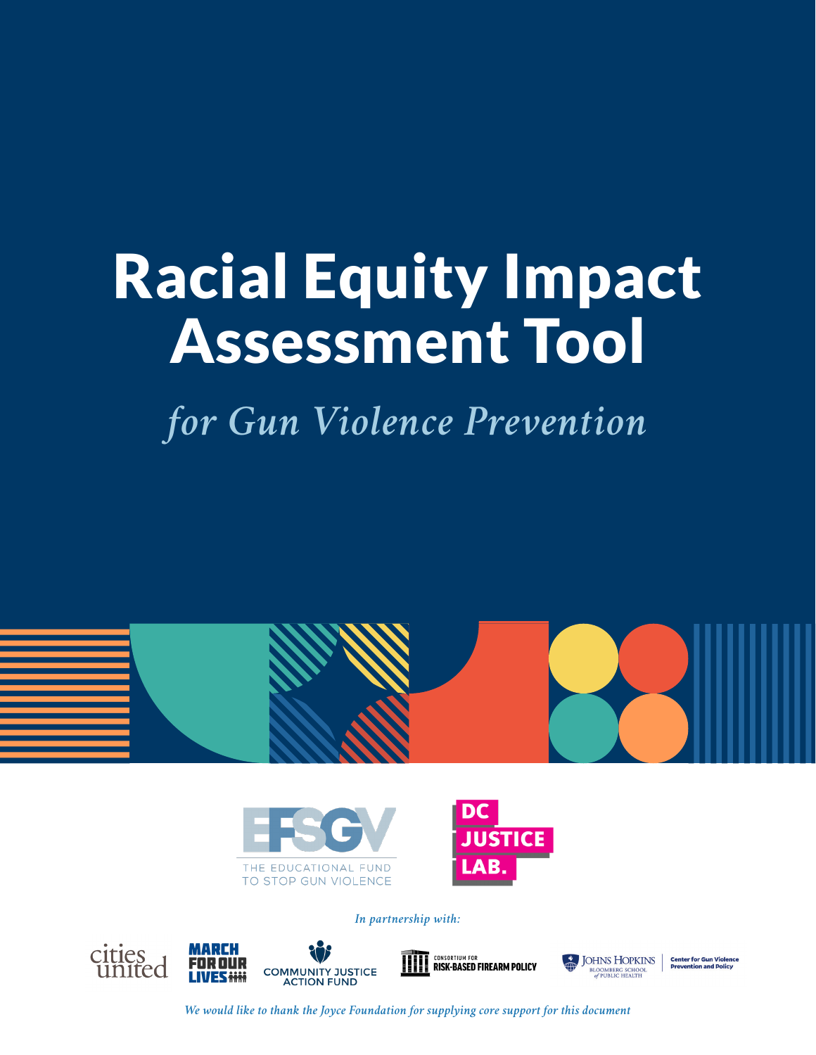# Racial Equity Impact Assessment Tool

*for Gun Violence Prevention*

EFSGV
THE EDUCATIONAL FUND TO STOP GUN VIOLENCE

DC JUSTICE LAB.

*In partnership with:*

cities united

MARCH FOR OUR LIVES

COMMUNITY JUSTICE ACTION FUND

CONSORTIUM FOR RISK-BASED FIREARM POLICY

JOHNS HOPKINS BLOOMBERG SCHOOL of PUBLIC HEALTH | Center for Gun Violence Prevention and Policy

*We would like to thank the Joyce Foundation for supplying core support for this document*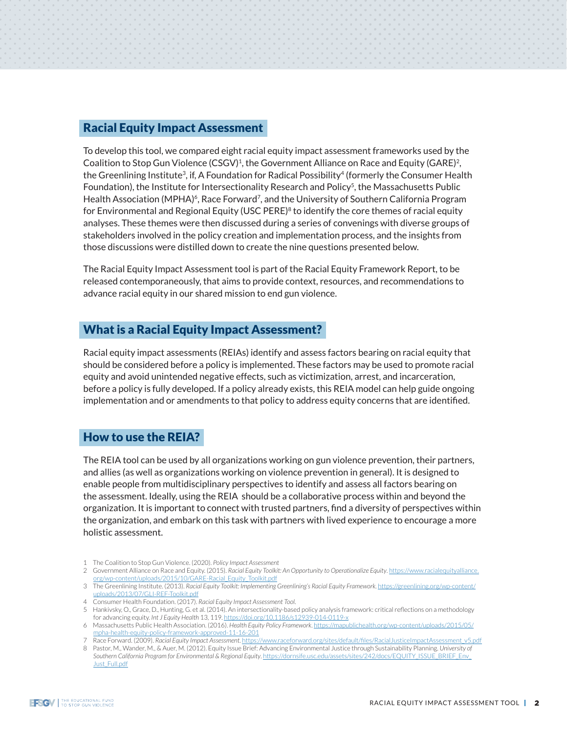## Racial Equity Impact Assessment

To develop this tool, we compared eight racial equity impact assessment frameworks used by the Coalition to Stop Gun Violence (CSGV)[1], the Government Alliance on Race and Equity (GARE)[2], the Greenlining Institute[3], if, A Foundation for Radical Possibility[4] (formerly the Consumer Health Foundation), the Institute for Intersectionality Research and Policy[5], the Massachusetts Public Health Association (MPHA)[6], Race Forward[7], and the University of Southern California Program for Environmental and Regional Equity (USC PERE)[8] to identify the core themes of racial equity analyses. These themes were then discussed during a series of convenings with diverse groups of stakeholders involved in the policy creation and implementation process, and the insights from those discussions were distilled down to create the nine questions presented below.

The Racial Equity Impact Assessment tool is part of the Racial Equity Framework Report, to be released contemporaneously, that aims to provide context, resources, and recommendations to advance racial equity in our shared mission to end gun violence.

## What is a Racial Equity Impact Assessment?

Racial equity impact assessments (REIAs) identify and assess factors bearing on racial equity that should be considered before a policy is implemented. These factors may be used to promote racial equity and avoid unintended negative effects, such as victimization, arrest, and incarceration, before a policy is fully developed. If a policy already exists, this REIA model can help guide ongoing implementation and or amendments to that policy to address equity concerns that are identified.

## How to use the REIA?

The REIA tool can be used by all organizations working on gun violence prevention, their partners, and allies (as well as organizations working on violence prevention in general). It is designed to enable people from multidisciplinary perspectives to identify and assess all factors bearing on the assessment. Ideally, using the REIA should be a collaborative process within and beyond the organization. It is important to connect with trusted partners, find a diversity of perspectives within the organization, and embark on this task with partners with lived experience to encourage a more holistic assessment.

1 The Coalition to Stop Gun Violence. (2020). *Policy Impact Assessment*
2 Government Alliance on Race and Equity. (2015). *Racial Equity Toolkit: An Opportunity to Operationalize Equity*. https://www.racialequityalliance.org/wp-content/uploads/2015/10/GARE-Racial_Equity_Toolkit.pdf
3 The Greenlining Institute. (2013). *Racial Equity Toolkit: Implementing Greenlining's Racial Equity Framework*. https://greenlining.org/wp-content/uploads/2013/07/GLI-REF-Toolkit.pdf
4 Consumer Health Foundation. (2017). *Racial Equity Impact Assessment Tool*.
5 Hankivsky, O., Grace, D., Hunting, G. et al. (2014). An intersectionality-based policy analysis framework: critical reflections on a methodology for advancing equity. *Int J Equity Health* 13, 119. https://doi.org/10.1186/s12939-014-0119-x
6 Massachusetts Public Health Association. (2016). *Health Equity Policy Framework*. https://mapublichealth.org/wp-content/uploads/2015/05/mpha-health-equity-policy-framework-approved-11-16-201
7 Race Forward. (2009). *Racial Equity Impact Assessment*. https://www.raceforward.org/sites/default/files/RacialJusticeImpactAssessment_v5.pdf
8 Pastor, M., Wander, M., & Auer, M. (2012). Equity Issue Brief: Advancing Environmental Justice through Sustainability Planning. *University of Southern California Program for Environmental & Regional Equity*. https://dornsife.usc.edu/assets/sites/242/docs/EQUITY_ISSUE_BRIEF_Env_Just_Full.pdf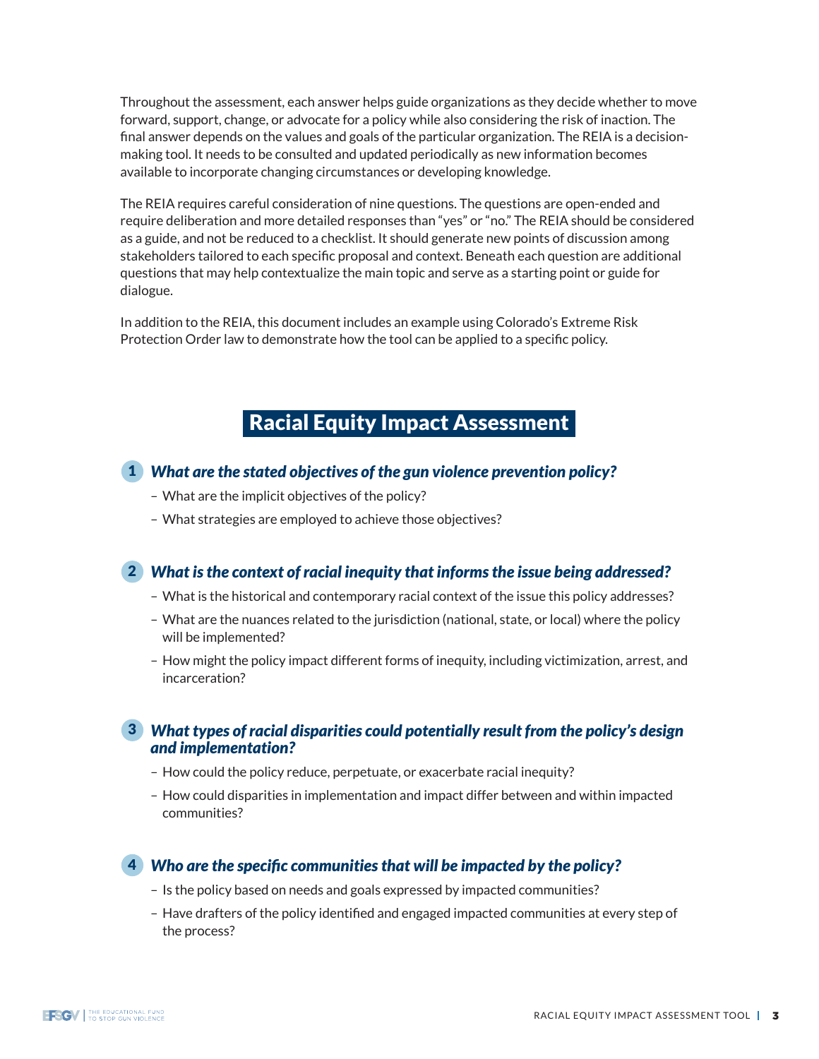Throughout the assessment, each answer helps guide organizations as they decide whether to move forward, support, change, or advocate for a policy while also considering the risk of inaction. The final answer depends on the values and goals of the particular organization. The REIA is a decision-making tool. It needs to be consulted and updated periodically as new information becomes available to incorporate changing circumstances or developing knowledge.

The REIA requires careful consideration of nine questions. The questions are open-ended and require deliberation and more detailed responses than "yes" or "no." The REIA should be considered as a guide, and not be reduced to a checklist. It should generate new points of discussion among stakeholders tailored to each specific proposal and context. Beneath each question are additional questions that may help contextualize the main topic and serve as a starting point or guide for dialogue.

In addition to the REIA, this document includes an example using Colorado's Extreme Risk Protection Order law to demonstrate how the tool can be applied to a specific policy.

## Racial Equity Impact Assessment

### 1 *What are the stated objectives of the gun violence prevention policy?*

- What are the implicit objectives of the policy?
- What strategies are employed to achieve those objectives?

### 2 *What is the context of racial inequity that informs the issue being addressed?*

- What is the historical and contemporary racial context of the issue this policy addresses?
- What are the nuances related to the jurisdiction (national, state, or local) where the policy will be implemented?
- How might the policy impact different forms of inequity, including victimization, arrest, and incarceration?

### 3 *What types of racial disparities could potentially result from the policy's design and implementation?*

- How could the policy reduce, perpetuate, or exacerbate racial inequity?
- How could disparities in implementation and impact differ between and within impacted communities?

### 4 *Who are the specific communities that will be impacted by the policy?*

- Is the policy based on needs and goals expressed by impacted communities?
- Have drafters of the policy identified and engaged impacted communities at every step of the process?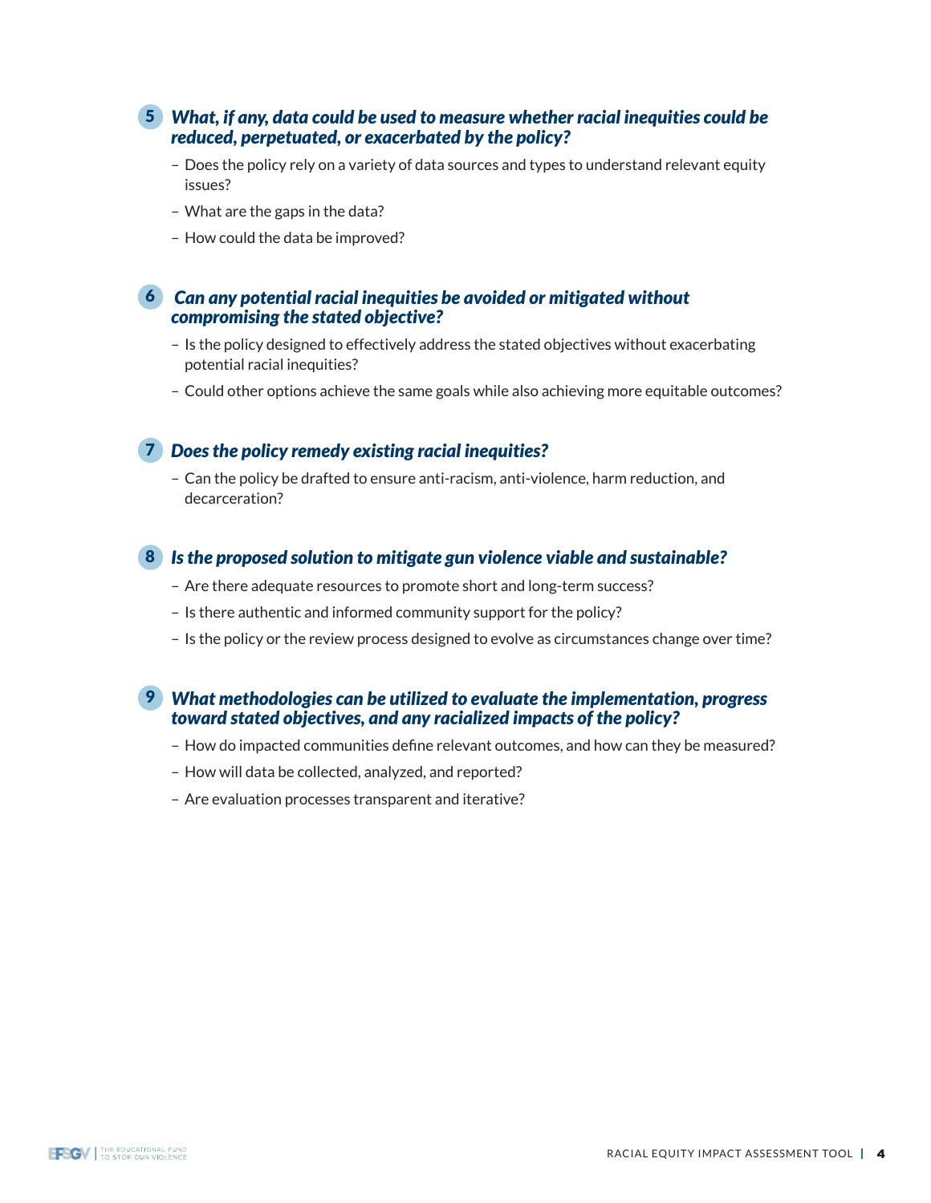### 5 *What, if any, data could be used to measure whether racial inequities could be reduced, perpetuated, or exacerbated by the policy?*

- Does the policy rely on a variety of data sources and types to understand relevant equity issues?
- What are the gaps in the data?
- How could the data be improved?

### 6 *Can any potential racial inequities be avoided or mitigated without compromising the stated objective?*

- Is the policy designed to effectively address the stated objectives without exacerbating potential racial inequities?
- Could other options achieve the same goals while also achieving more equitable outcomes?

### 7 *Does the policy remedy existing racial inequities?*

- Can the policy be drafted to ensure anti-racism, anti-violence, harm reduction, and decarceration?

### 8 *Is the proposed solution to mitigate gun violence viable and sustainable?*

- Are there adequate resources to promote short and long-term success?
- Is there authentic and informed community support for the policy?
- Is the policy or the review process designed to evolve as circumstances change over time?

### 9 *What methodologies can be utilized to evaluate the implementation, progress toward stated objectives, and any racialized impacts of the policy?*

- How do impacted communities define relevant outcomes, and how can they be measured?
- How will data be collected, analyzed, and reported?
- Are evaluation processes transparent and iterative?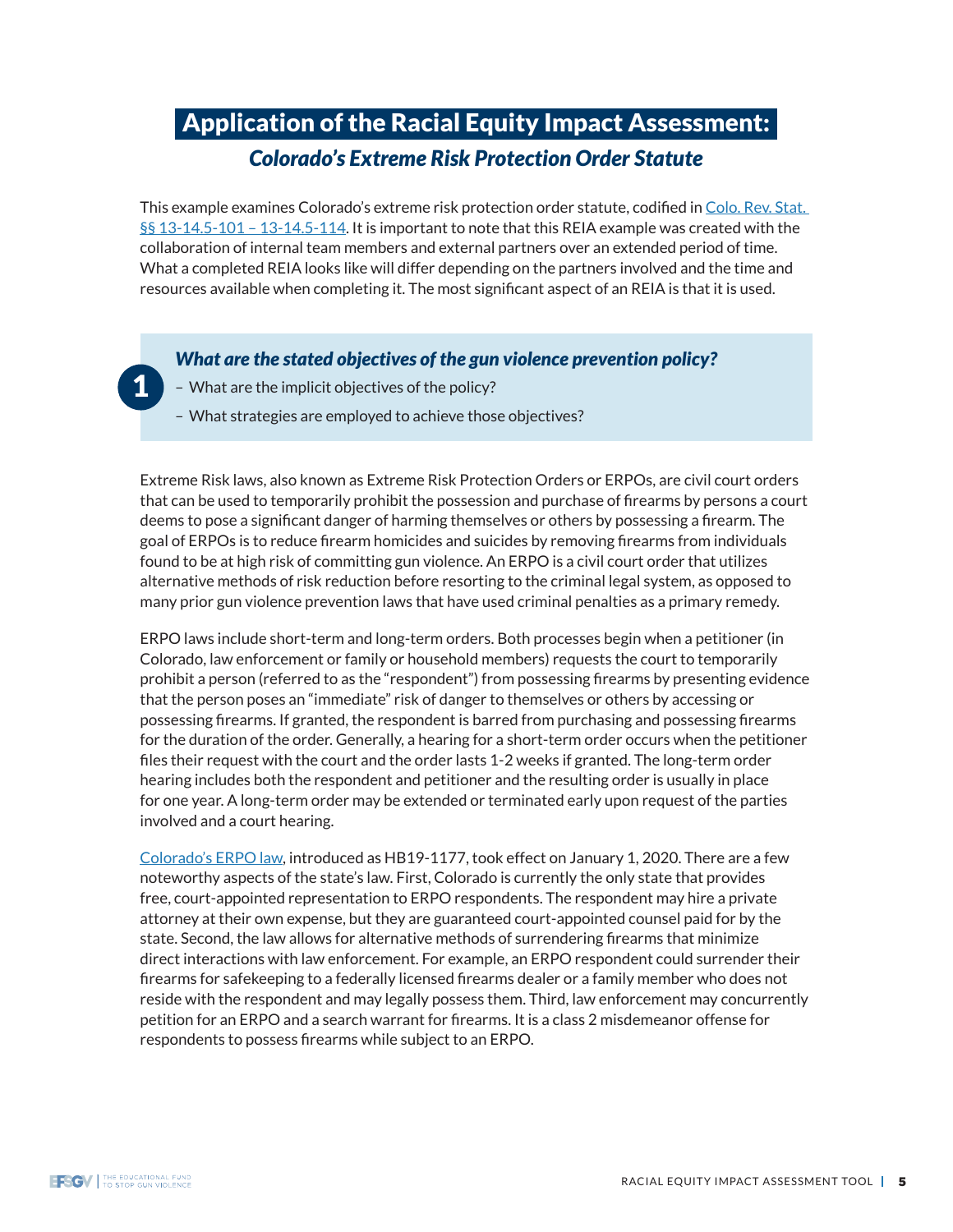# Application of the Racial Equity Impact Assessment:

## *Colorado's Extreme Risk Protection Order Statute*

This example examines Colorado's extreme risk protection order statute, codified in [Colo. Rev. Stat. §§ 13-14.5-101 – 13-14.5-114](). It is important to note that this REIA example was created with the collaboration of internal team members and external partners over an extended period of time. What a completed REIA looks like will differ depending on the partners involved and the time and resources available when completing it. The most significant aspect of an REIA is that it is used.

> **1**
>
> ***What are the stated objectives of the gun violence prevention policy?***
>
> – What are the implicit objectives of the policy?
>
> – What strategies are employed to achieve those objectives?

Extreme Risk laws, also known as Extreme Risk Protection Orders or ERPOs, are civil court orders that can be used to temporarily prohibit the possession and purchase of firearms by persons a court deems to pose a significant danger of harming themselves or others by possessing a firearm. The goal of ERPOs is to reduce firearm homicides and suicides by removing firearms from individuals found to be at high risk of committing gun violence. An ERPO is a civil court order that utilizes alternative methods of risk reduction before resorting to the criminal legal system, as opposed to many prior gun violence prevention laws that have used criminal penalties as a primary remedy.

ERPO laws include short-term and long-term orders. Both processes begin when a petitioner (in Colorado, law enforcement or family or household members) requests the court to temporarily prohibit a person (referred to as the "respondent") from possessing firearms by presenting evidence that the person poses an "immediate" risk of danger to themselves or others by accessing or possessing firearms. If granted, the respondent is barred from purchasing and possessing firearms for the duration of the order. Generally, a hearing for a short-term order occurs when the petitioner files their request with the court and the order lasts 1-2 weeks if granted. The long-term order hearing includes both the respondent and petitioner and the resulting order is usually in place for one year. A long-term order may be extended or terminated early upon request of the parties involved and a court hearing.

[Colorado's ERPO law](), introduced as HB19-1177, took effect on January 1, 2020. There are a few noteworthy aspects of the state's law. First, Colorado is currently the only state that provides free, court-appointed representation to ERPO respondents. The respondent may hire a private attorney at their own expense, but they are guaranteed court-appointed counsel paid for by the state. Second, the law allows for alternative methods of surrendering firearms that minimize direct interactions with law enforcement. For example, an ERPO respondent could surrender their firearms for safekeeping to a federally licensed firearms dealer or a family member who does not reside with the respondent and may legally possess them. Third, law enforcement may concurrently petition for an ERPO and a search warrant for firearms. It is a class 2 misdemeanor offense for respondents to possess firearms while subject to an ERPO.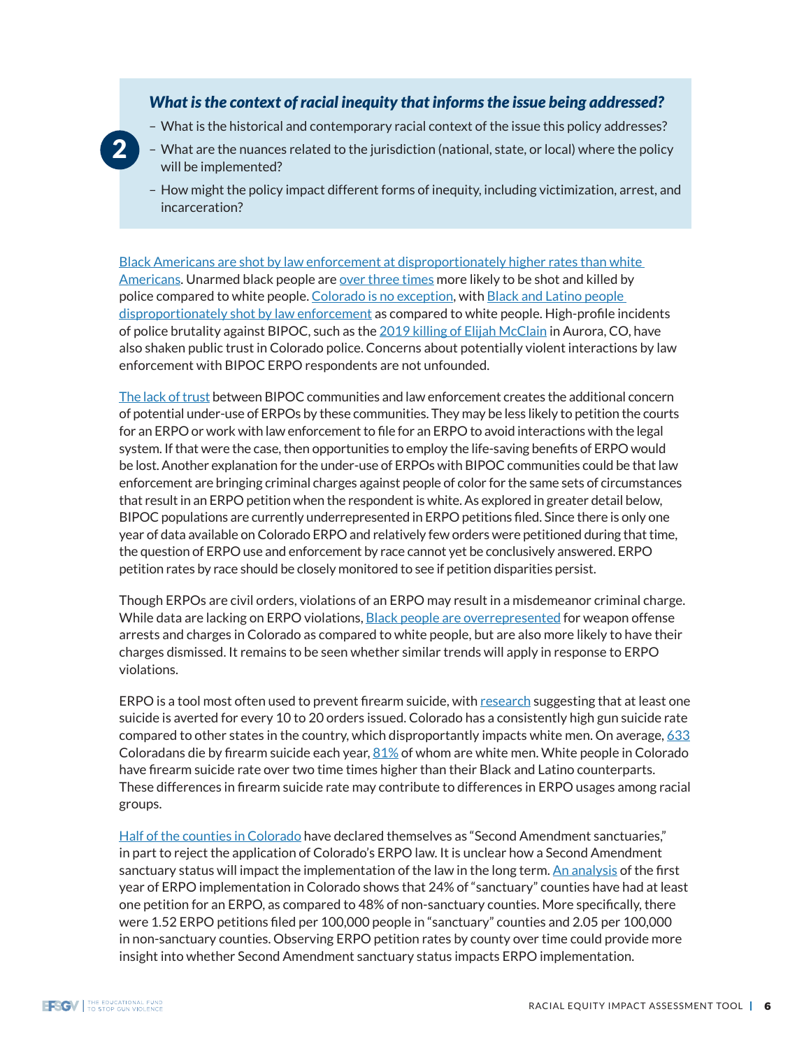**2**

### *What is the context of racial inequity that informs the issue being addressed?*

- What is the historical and contemporary racial context of the issue this policy addresses?
- What are the nuances related to the jurisdiction (national, state, or local) where the policy will be implemented?
- How might the policy impact different forms of inequity, including victimization, arrest, and incarceration?

Black Americans are shot by law enforcement at disproportionately higher rates than white Americans. Unarmed black people are over three times more likely to be shot and killed by police compared to white people. Colorado is no exception, with Black and Latino people disproportionately shot by law enforcement as compared to white people. High-profile incidents of police brutality against BIPOC, such as the 2019 killing of Elijah McClain in Aurora, CO, have also shaken public trust in Colorado police. Concerns about potentially violent interactions by law enforcement with BIPOC ERPO respondents are not unfounded.

The lack of trust between BIPOC communities and law enforcement creates the additional concern of potential under-use of ERPOs by these communities. They may be less likely to petition the courts for an ERPO or work with law enforcement to file for an ERPO to avoid interactions with the legal system. If that were the case, then opportunities to employ the life-saving benefits of ERPO would be lost. Another explanation for the under-use of ERPOs with BIPOC communities could be that law enforcement are bringing criminal charges against people of color for the same sets of circumstances that result in an ERPO petition when the respondent is white. As explored in greater detail below, BIPOC populations are currently underrepresented in ERPO petitions filed. Since there is only one year of data available on Colorado ERPO and relatively few orders were petitioned during that time, the question of ERPO use and enforcement by race cannot yet be conclusively answered. ERPO petition rates by race should be closely monitored to see if petition disparities persist.

Though ERPOs are civil orders, violations of an ERPO may result in a misdemeanor criminal charge. While data are lacking on ERPO violations, Black people are overrepresented for weapon offense arrests and charges in Colorado as compared to white people, but are also more likely to have their charges dismissed. It remains to be seen whether similar trends will apply in response to ERPO violations.

ERPO is a tool most often used to prevent firearm suicide, with research suggesting that at least one suicide is averted for every 10 to 20 orders issued. Colorado has a consistently high gun suicide rate compared to other states in the country, which disproportantly impacts white men. On average, 633 Coloradans die by firearm suicide each year, 81% of whom are white men. White people in Colorado have firearm suicide rate over two time times higher than their Black and Latino counterparts. These differences in firearm suicide rate may contribute to differences in ERPO usages among racial groups.

Half of the counties in Colorado have declared themselves as “Second Amendment sanctuaries,” in part to reject the application of Colorado’s ERPO law. It is unclear how a Second Amendment sanctuary status will impact the implementation of the law in the long term. An analysis of the first year of ERPO implementation in Colorado shows that 24% of “sanctuary” counties have had at least one petition for an ERPO, as compared to 48% of non-sanctuary counties. More specifically, there were 1.52 ERPO petitions filed per 100,000 people in “sanctuary” counties and 2.05 per 100,000 in non-sanctuary counties. Observing ERPO petition rates by county over time could provide more insight into whether Second Amendment sanctuary status impacts ERPO implementation.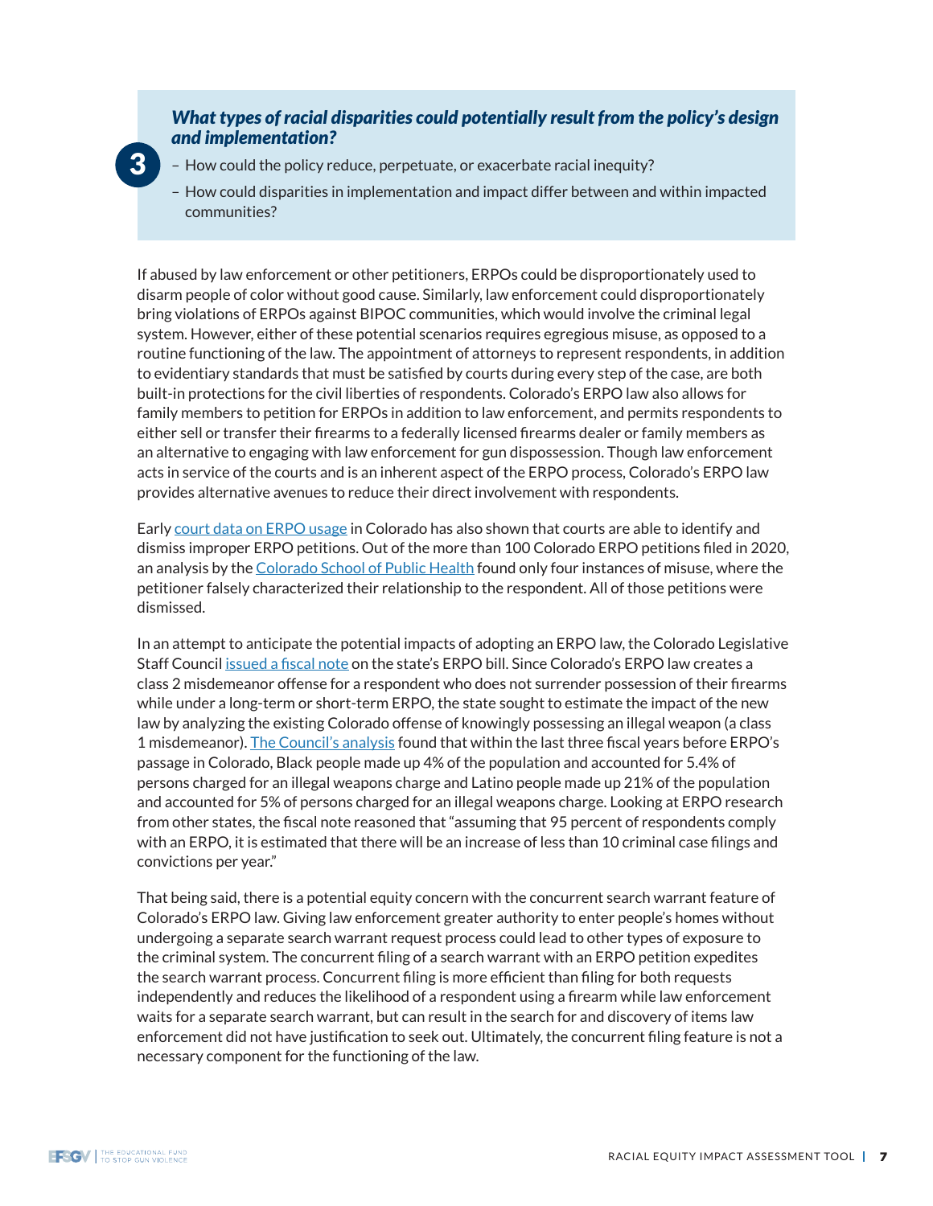**3**

***What types of racial disparities could potentially result from the policy's design and implementation?***

- How could the policy reduce, perpetuate, or exacerbate racial inequity?
- How could disparities in implementation and impact differ between and within impacted communities?

If abused by law enforcement or other petitioners, ERPOs could be disproportionately used to disarm people of color without good cause. Similarly, law enforcement could disproportionately bring violations of ERPOs against BIPOC communities, which would involve the criminal legal system. However, either of these potential scenarios requires egregious misuse, as opposed to a routine functioning of the law. The appointment of attorneys to represent respondents, in addition to evidentiary standards that must be satisfied by courts during every step of the case, are both built-in protections for the civil liberties of respondents. Colorado's ERPO law also allows for family members to petition for ERPOs in addition to law enforcement, and permits respondents to either sell or transfer their firearms to a federally licensed firearms dealer or family members as an alternative to engaging with law enforcement for gun dispossession. Though law enforcement acts in service of the courts and is an inherent aspect of the ERPO process, Colorado's ERPO law provides alternative avenues to reduce their direct involvement with respondents.

Early court data on ERPO usage in Colorado has also shown that courts are able to identify and dismiss improper ERPO petitions. Out of the more than 100 Colorado ERPO petitions filed in 2020, an analysis by the Colorado School of Public Health found only four instances of misuse, where the petitioner falsely characterized their relationship to the respondent. All of those petitions were dismissed.

In an attempt to anticipate the potential impacts of adopting an ERPO law, the Colorado Legislative Staff Council issued a fiscal note on the state's ERPO bill. Since Colorado's ERPO law creates a class 2 misdemeanor offense for a respondent who does not surrender possession of their firearms while under a long-term or short-term ERPO, the state sought to estimate the impact of the new law by analyzing the existing Colorado offense of knowingly possessing an illegal weapon (a class 1 misdemeanor). The Council's analysis found that within the last three fiscal years before ERPO's passage in Colorado, Black people made up 4% of the population and accounted for 5.4% of persons charged for an illegal weapons charge and Latino people made up 21% of the population and accounted for 5% of persons charged for an illegal weapons charge. Looking at ERPO research from other states, the fiscal note reasoned that "assuming that 95 percent of respondents comply with an ERPO, it is estimated that there will be an increase of less than 10 criminal case filings and convictions per year."

That being said, there is a potential equity concern with the concurrent search warrant feature of Colorado's ERPO law. Giving law enforcement greater authority to enter people's homes without undergoing a separate search warrant request process could lead to other types of exposure to the criminal system. The concurrent filing of a search warrant with an ERPO petition expedites the search warrant process. Concurrent filing is more efficient than filing for both requests independently and reduces the likelihood of a respondent using a firearm while law enforcement waits for a separate search warrant, but can result in the search for and discovery of items law enforcement did not have justification to seek out. Ultimately, the concurrent filing feature is not a necessary component for the functioning of the law.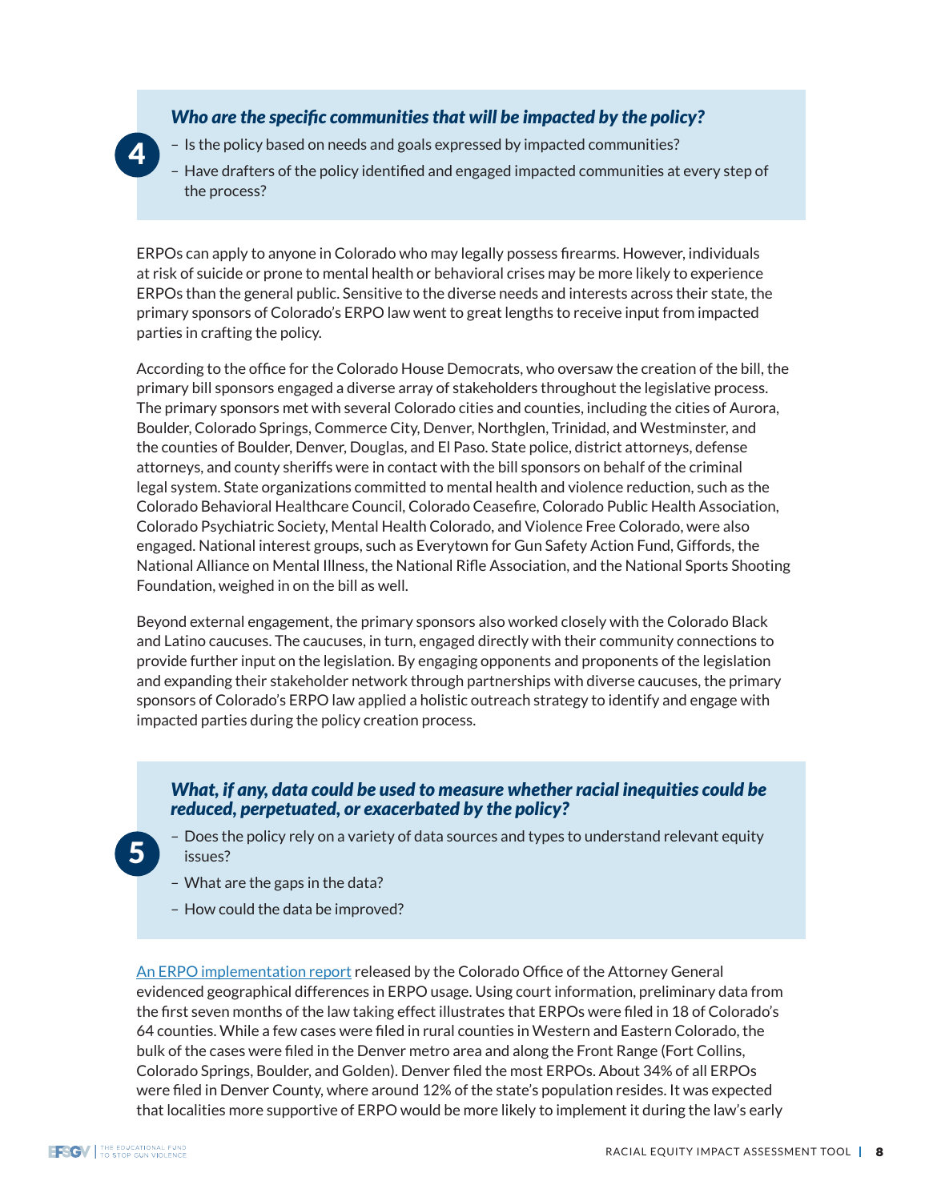**4**

### *Who are the specific communities that will be impacted by the policy?*

- Is the policy based on needs and goals expressed by impacted communities?
- Have drafters of the policy identified and engaged impacted communities at every step of the process?

ERPOs can apply to anyone in Colorado who may legally possess firearms. However, individuals at risk of suicide or prone to mental health or behavioral crises may be more likely to experience ERPOs than the general public. Sensitive to the diverse needs and interests across their state, the primary sponsors of Colorado's ERPO law went to great lengths to receive input from impacted parties in crafting the policy.

According to the office for the Colorado House Democrats, who oversaw the creation of the bill, the primary bill sponsors engaged a diverse array of stakeholders throughout the legislative process. The primary sponsors met with several Colorado cities and counties, including the cities of Aurora, Boulder, Colorado Springs, Commerce City, Denver, Northglen, Trinidad, and Westminster, and the counties of Boulder, Denver, Douglas, and El Paso. State police, district attorneys, defense attorneys, and county sheriffs were in contact with the bill sponsors on behalf of the criminal legal system. State organizations committed to mental health and violence reduction, such as the Colorado Behavioral Healthcare Council, Colorado Ceasefire, Colorado Public Health Association, Colorado Psychiatric Society, Mental Health Colorado, and Violence Free Colorado, were also engaged. National interest groups, such as Everytown for Gun Safety Action Fund, Giffords, the National Alliance on Mental Illness, the National Rifle Association, and the National Sports Shooting Foundation, weighed in on the bill as well.

Beyond external engagement, the primary sponsors also worked closely with the Colorado Black and Latino caucuses. The caucuses, in turn, engaged directly with their community connections to provide further input on the legislation. By engaging opponents and proponents of the legislation and expanding their stakeholder network through partnerships with diverse caucuses, the primary sponsors of Colorado's ERPO law applied a holistic outreach strategy to identify and engage with impacted parties during the policy creation process.

**5**

### *What, if any, data could be used to measure whether racial inequities could be reduced, perpetuated, or exacerbated by the policy?*

- Does the policy rely on a variety of data sources and types to understand relevant equity issues?
- What are the gaps in the data?
- How could the data be improved?

An ERPO implementation report released by the Colorado Office of the Attorney General evidenced geographical differences in ERPO usage. Using court information, preliminary data from the first seven months of the law taking effect illustrates that ERPOs were filed in 18 of Colorado's 64 counties. While a few cases were filed in rural counties in Western and Eastern Colorado, the bulk of the cases were filed in the Denver metro area and along the Front Range (Fort Collins, Colorado Springs, Boulder, and Golden). Denver filed the most ERPOs. About 34% of all ERPOs were filed in Denver County, where around 12% of the state's population resides. It was expected that localities more supportive of ERPO would be more likely to implement it during the law's early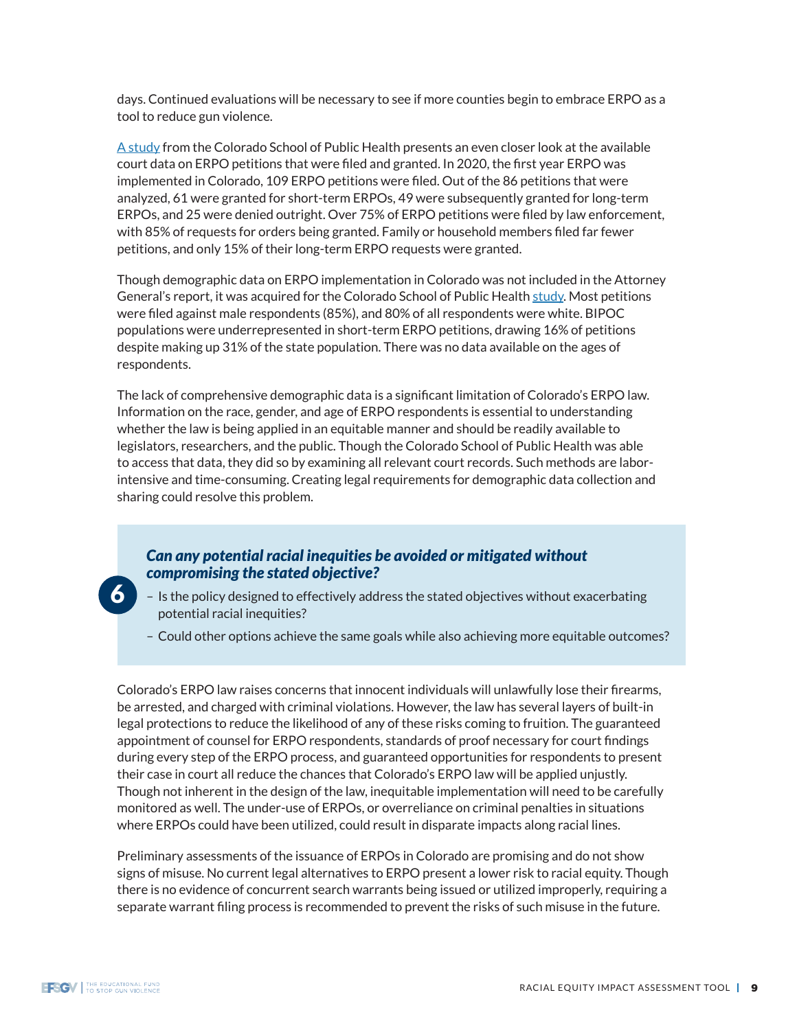days. Continued evaluations will be necessary to see if more counties begin to embrace ERPO as a tool to reduce gun violence.

A study from the Colorado School of Public Health presents an even closer look at the available court data on ERPO petitions that were filed and granted. In 2020, the first year ERPO was implemented in Colorado, 109 ERPO petitions were filed. Out of the 86 petitions that were analyzed, 61 were granted for short-term ERPOs, 49 were subsequently granted for long-term ERPOs, and 25 were denied outright. Over 75% of ERPO petitions were filed by law enforcement, with 85% of requests for orders being granted. Family or household members filed far fewer petitions, and only 15% of their long-term ERPO requests were granted.

Though demographic data on ERPO implementation in Colorado was not included in the Attorney General's report, it was acquired for the Colorado School of Public Health study. Most petitions were filed against male respondents (85%), and 80% of all respondents were white. BIPOC populations were underrepresented in short-term ERPO petitions, drawing 16% of petitions despite making up 31% of the state population. There was no data available on the ages of respondents.

The lack of comprehensive demographic data is a significant limitation of Colorado's ERPO law. Information on the race, gender, and age of ERPO respondents is essential to understanding whether the law is being applied in an equitable manner and should be readily available to legislators, researchers, and the public. Though the Colorado School of Public Health was able to access that data, they did so by examining all relevant court records. Such methods are labor-intensive and time-consuming. Creating legal requirements for demographic data collection and sharing could resolve this problem.

### 6 *Can any potential racial inequities be avoided or mitigated without compromising the stated objective?*

- Is the policy designed to effectively address the stated objectives without exacerbating potential racial inequities?
- Could other options achieve the same goals while also achieving more equitable outcomes?

Colorado's ERPO law raises concerns that innocent individuals will unlawfully lose their firearms, be arrested, and charged with criminal violations. However, the law has several layers of built-in legal protections to reduce the likelihood of any of these risks coming to fruition. The guaranteed appointment of counsel for ERPO respondents, standards of proof necessary for court findings during every step of the ERPO process, and guaranteed opportunities for respondents to present their case in court all reduce the chances that Colorado's ERPO law will be applied unjustly. Though not inherent in the design of the law, inequitable implementation will need to be carefully monitored as well. The under-use of ERPOs, or overreliance on criminal penalties in situations where ERPOs could have been utilized, could result in disparate impacts along racial lines.

Preliminary assessments of the issuance of ERPOs in Colorado are promising and do not show signs of misuse. No current legal alternatives to ERPO present a lower risk to racial equity. Though there is no evidence of concurrent search warrants being issued or utilized improperly, requiring a separate warrant filing process is recommended to prevent the risks of such misuse in the future.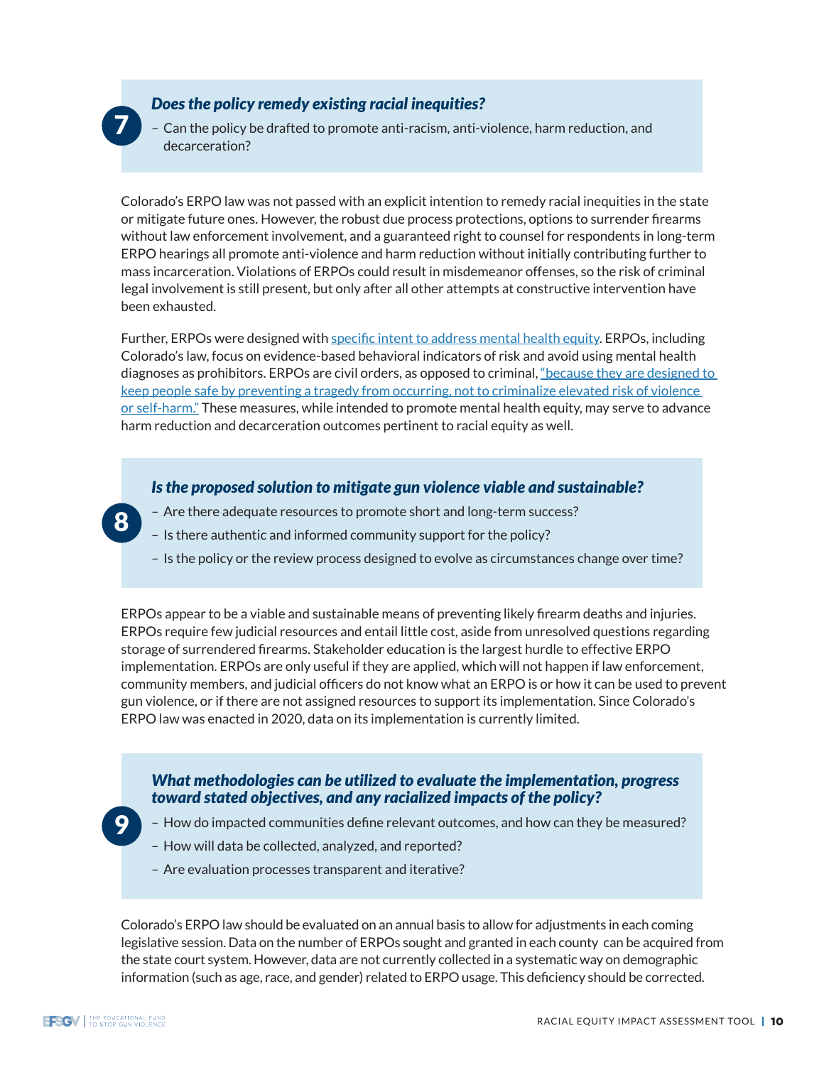### 7

***Does the policy remedy existing racial inequities?***

- Can the policy be drafted to promote anti-racism, anti-violence, harm reduction, and decarceration?

Colorado's ERPO law was not passed with an explicit intention to remedy racial inequities in the state or mitigate future ones. However, the robust due process protections, options to surrender firearms without law enforcement involvement, and a guaranteed right to counsel for respondents in long-term ERPO hearings all promote anti-violence and harm reduction without initially contributing further to mass incarceration. Violations of ERPOs could result in misdemeanor offenses, so the risk of criminal legal involvement is still present, but only after all other attempts at constructive intervention have been exhausted.

Further, ERPOs were designed with specific intent to address mental health equity. ERPOs, including Colorado's law, focus on evidence-based behavioral indicators of risk and avoid using mental health diagnoses as prohibitors. ERPOs are civil orders, as opposed to criminal, "because they are designed to keep people safe by preventing a tragedy from occurring, not to criminalize elevated risk of violence or self-harm." These measures, while intended to promote mental health equity, may serve to advance harm reduction and decarceration outcomes pertinent to racial equity as well.

### 8

***Is the proposed solution to mitigate gun violence viable and sustainable?***

- Are there adequate resources to promote short and long-term success?
- Is there authentic and informed community support for the policy?
- Is the policy or the review process designed to evolve as circumstances change over time?

ERPOs appear to be a viable and sustainable means of preventing likely firearm deaths and injuries. ERPOs require few judicial resources and entail little cost, aside from unresolved questions regarding storage of surrendered firearms. Stakeholder education is the largest hurdle to effective ERPO implementation. ERPOs are only useful if they are applied, which will not happen if law enforcement, community members, and judicial officers do not know what an ERPO is or how it can be used to prevent gun violence, or if there are not assigned resources to support its implementation. Since Colorado's ERPO law was enacted in 2020, data on its implementation is currently limited.

### 9

***What methodologies can be utilized to evaluate the implementation, progress toward stated objectives, and any racialized impacts of the policy?***

- How do impacted communities define relevant outcomes, and how can they be measured?
- How will data be collected, analyzed, and reported?
- Are evaluation processes transparent and iterative?

Colorado's ERPO law should be evaluated on an annual basis to allow for adjustments in each coming legislative session. Data on the number of ERPOs sought and granted in each county can be acquired from the state court system. However, data are not currently collected in a systematic way on demographic information (such as age, race, and gender) related to ERPO usage. This deficiency should be corrected.